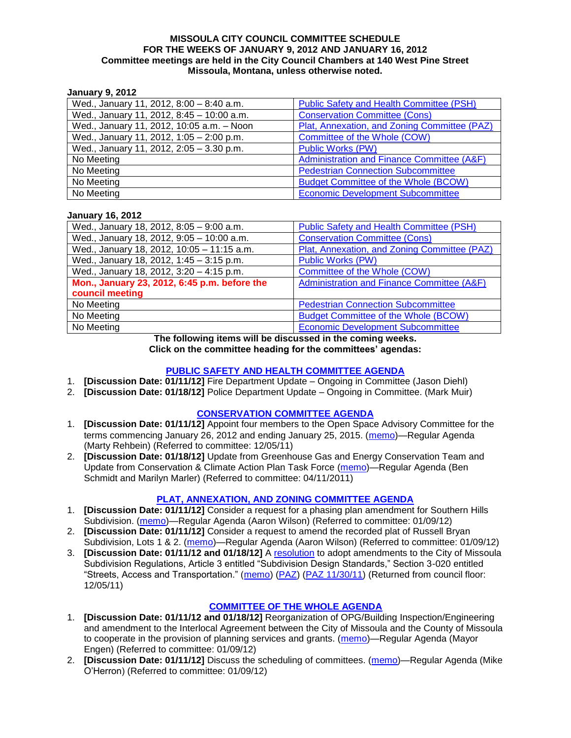**MISSOULA CITY COUNCIL COMMITTEE SCHEDULE**
**FOR THE WEEKS OF JANUARY 9, 2012 AND JANUARY 16, 2012**
**Committee meetings are held in the City Council Chambers at 140 West Pine Street Missoula, Montana, unless otherwise noted.**

**January 9, 2012**

| | |
|---|---|
| Wed., January 11, 2012, 8:00 – 8:40 a.m. | Public Safety and Health Committee (PSH) |
| Wed., January 11, 2012, 8:45 – 10:00 a.m. | Conservation Committee (Cons) |
| Wed., January 11, 2012, 10:05 a.m. – Noon | Plat, Annexation, and Zoning Committee (PAZ) |
| Wed., January 11, 2012, 1:05 – 2:00 p.m. | Committee of the Whole (COW) |
| Wed., January 11, 2012, 2:05 – 3.30 p.m. | Public Works (PW) |
| No Meeting | Administration and Finance Committee (A&F) |
| No Meeting | Pedestrian Connection Subcommittee |
| No Meeting | Budget Committee of the Whole (BCOW) |
| No Meeting | Economic Development Subcommittee |

**January 16, 2012**

| | |
|---|---|
| Wed., January 18, 2012, 8:05 – 9:00 a.m. | Public Safety and Health Committee (PSH) |
| Wed., January 18, 2012, 9:05 – 10:00 a.m. | Conservation Committee (Cons) |
| Wed., January 18, 2012, 10:05 – 11:15 a.m. | Plat, Annexation, and Zoning Committee (PAZ) |
| Wed., January 18, 2012, 1:45 – 3:15 p.m. | Public Works (PW) |
| Wed., January 18, 2012, 3:20 – 4:15 p.m. | Committee of the Whole (COW) |
| **Mon., January 23, 2012, 6:45 p.m. before the council meeting** | Administration and Finance Committee (A&F) |
| No Meeting | Pedestrian Connection Subcommittee |
| No Meeting | Budget Committee of the Whole (BCOW) |
| No Meeting | Economic Development Subcommittee |

**The following items will be discussed in the coming weeks.**
**Click on the committee heading for the committees' agendas:**

## PUBLIC SAFETY AND HEALTH COMMITTEE AGENDA

1. **[Discussion Date: 01/11/12]** Fire Department Update – Ongoing in Committee (Jason Diehl)
2. **[Discussion Date: 01/18/12]** Police Department Update – Ongoing in Committee. (Mark Muir)

## CONSERVATION COMMITTEE AGENDA

1. **[Discussion Date: 01/11/12]** Appoint four members to the Open Space Advisory Committee for the terms commencing January 26, 2012 and ending January 25, 2015. (memo)—Regular Agenda (Marty Rehbein) (Referred to committee: 12/05/11)
2. **[Discussion Date: 01/18/12]** Update from Greenhouse Gas and Energy Conservation Team and Update from Conservation & Climate Action Plan Task Force (memo)—Regular Agenda (Ben Schmidt and Marilyn Marler) (Referred to committee: 04/11/2011)

## PLAT, ANNEXATION, AND ZONING COMMITTEE AGENDA

1. **[Discussion Date: 01/11/12]** Consider a request for a phasing plan amendment for Southern Hills Subdivision. (memo)—Regular Agenda (Aaron Wilson) (Referred to committee: 01/09/12)
2. **[Discussion Date: 01/11/12]** Consider a request to amend the recorded plat of Russell Bryan Subdivision, Lots 1 & 2. (memo)—Regular Agenda (Aaron Wilson) (Referred to committee: 01/09/12)
3. **[Discussion Date: 01/11/12 and 01/18/12]** A resolution to adopt amendments to the City of Missoula Subdivision Regulations, Article 3 entitled "Subdivision Design Standards," Section 3-020 entitled "Streets, Access and Transportation." (memo) (PAZ) (PAZ 11/30/11) (Returned from council floor: 12/05/11)

## COMMITTEE OF THE WHOLE AGENDA

1. **[Discussion Date: 01/11/12 and 01/18/12]** Reorganization of OPG/Building Inspection/Engineering and amendment to the Interlocal Agreement between the City of Missoula and the County of Missoula to cooperate in the provision of planning services and grants. (memo)—Regular Agenda (Mayor Engen) (Referred to committee: 01/09/12)
2. **[Discussion Date: 01/11/12]** Discuss the scheduling of committees. (memo)—Regular Agenda (Mike O'Herron) (Referred to committee: 01/09/12)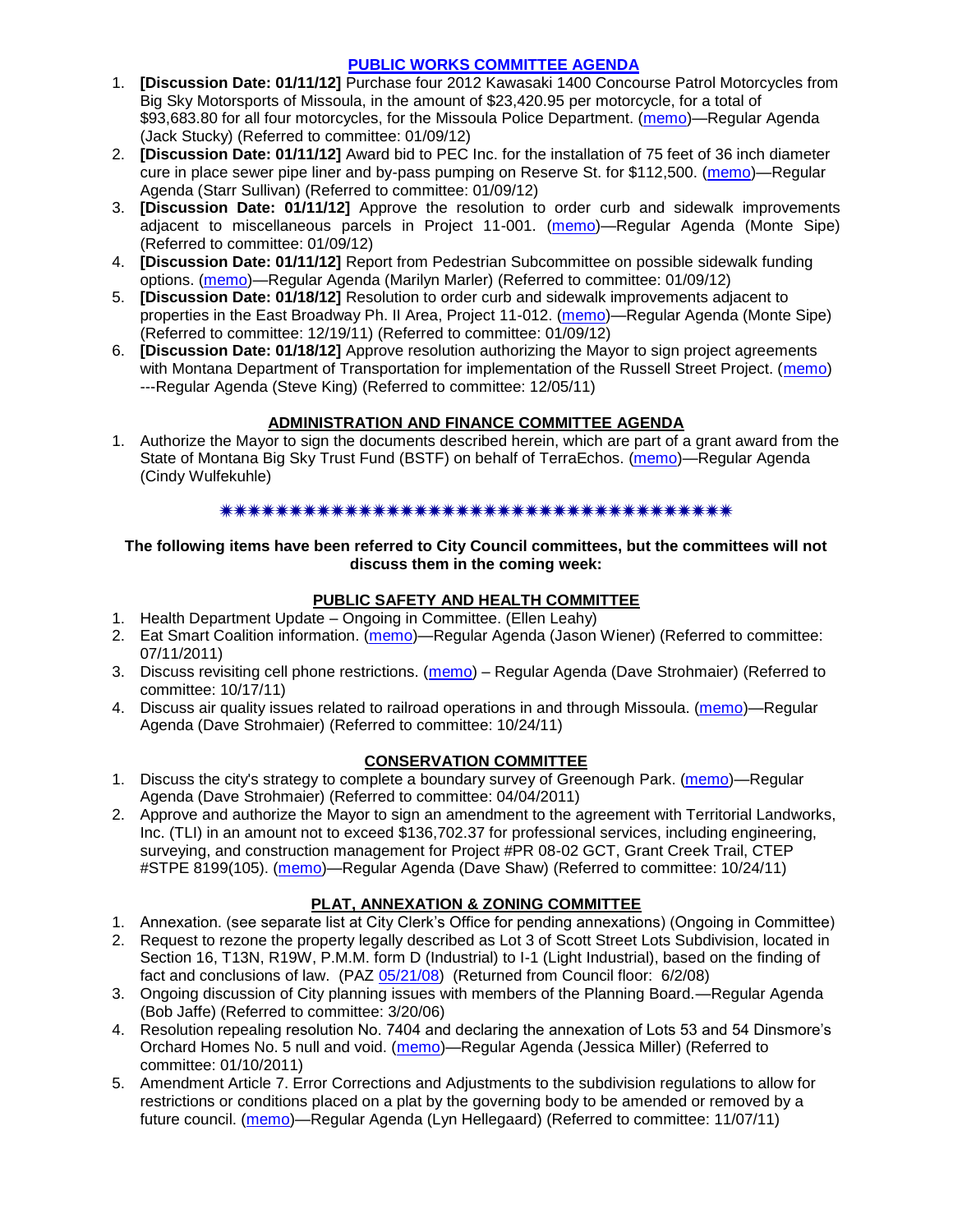## PUBLIC WORKS COMMITTEE AGENDA

1. **[Discussion Date: 01/11/12]** Purchase four 2012 Kawasaki 1400 Concourse Patrol Motorcycles from Big Sky Motorsports of Missoula, in the amount of $23,420.95 per motorcycle, for a total of $93,683.80 for all four motorcycles, for the Missoula Police Department. (memo)—Regular Agenda (Jack Stucky) (Referred to committee: 01/09/12)
2. **[Discussion Date: 01/11/12]** Award bid to PEC Inc. for the installation of 75 feet of 36 inch diameter cure in place sewer pipe liner and by-pass pumping on Reserve St. for $112,500. (memo)—Regular Agenda (Starr Sullivan) (Referred to committee: 01/09/12)
3. **[Discussion Date: 01/11/12]** Approve the resolution to order curb and sidewalk improvements adjacent to miscellaneous parcels in Project 11-001. (memo)—Regular Agenda (Monte Sipe) (Referred to committee: 01/09/12)
4. **[Discussion Date: 01/11/12]** Report from Pedestrian Subcommittee on possible sidewalk funding options. (memo)—Regular Agenda (Marilyn Marler) (Referred to committee: 01/09/12)
5. **[Discussion Date: 01/18/12]** Resolution to order curb and sidewalk improvements adjacent to properties in the East Broadway Ph. II Area, Project 11-012. (memo)—Regular Agenda (Monte Sipe) (Referred to committee: 12/19/11) (Referred to committee: 01/09/12)
6. **[Discussion Date: 01/18/12]** Approve resolution authorizing the Mayor to sign project agreements with Montana Department of Transportation for implementation of the Russell Street Project. (memo) ---Regular Agenda (Steve King) (Referred to committee: 12/05/11)

## ADMINISTRATION AND FINANCE COMMITTEE AGENDA

1. Authorize the Mayor to sign the documents described herein, which are part of a grant award from the State of Montana Big Sky Trust Fund (BSTF) on behalf of TerraEchos. (memo)—Regular Agenda (Cindy Wulfekuhle)

✷✷✷✷✷✷✷✷✷✷✷✷✷✷✷✷✷✷✷✷✷✷✷✷✷✷✷✷✷✷✷✷✷✷✷✷✷✷

**The following items have been referred to City Council committees, but the committees will not discuss them in the coming week:**

## PUBLIC SAFETY AND HEALTH COMMITTEE

1. Health Department Update – Ongoing in Committee. (Ellen Leahy)
2. Eat Smart Coalition information. (memo)—Regular Agenda (Jason Wiener) (Referred to committee: 07/11/2011)
3. Discuss revisiting cell phone restrictions. (memo) – Regular Agenda (Dave Strohmaier) (Referred to committee: 10/17/11)
4. Discuss air quality issues related to railroad operations in and through Missoula. (memo)—Regular Agenda (Dave Strohmaier) (Referred to committee: 10/24/11)

## CONSERVATION COMMITTEE

1. Discuss the city's strategy to complete a boundary survey of Greenough Park. (memo)—Regular Agenda (Dave Strohmaier) (Referred to committee: 04/04/2011)
2. Approve and authorize the Mayor to sign an amendment to the agreement with Territorial Landworks, Inc. (TLI) in an amount not to exceed $136,702.37 for professional services, including engineering, surveying, and construction management for Project #PR 08-02 GCT, Grant Creek Trail, CTEP #STPE 8199(105). (memo)—Regular Agenda (Dave Shaw) (Referred to committee: 10/24/11)

## PLAT, ANNEXATION & ZONING COMMITTEE

1. Annexation. (see separate list at City Clerk's Office for pending annexations) (Ongoing in Committee)
2. Request to rezone the property legally described as Lot 3 of Scott Street Lots Subdivision, located in Section 16, T13N, R19W, P.M.M. form D (Industrial) to I-1 (Light Industrial), based on the finding of fact and conclusions of law. (PAZ 05/21/08) (Returned from Council floor: 6/2/08)
3. Ongoing discussion of City planning issues with members of the Planning Board.—Regular Agenda (Bob Jaffe) (Referred to committee: 3/20/06)
4. Resolution repealing resolution No. 7404 and declaring the annexation of Lots 53 and 54 Dinsmore's Orchard Homes No. 5 null and void. (memo)—Regular Agenda (Jessica Miller) (Referred to committee: 01/10/2011)
5. Amendment Article 7. Error Corrections and Adjustments to the subdivision regulations to allow for restrictions or conditions placed on a plat by the governing body to be amended or removed by a future council. (memo)—Regular Agenda (Lyn Hellegaard) (Referred to committee: 11/07/11)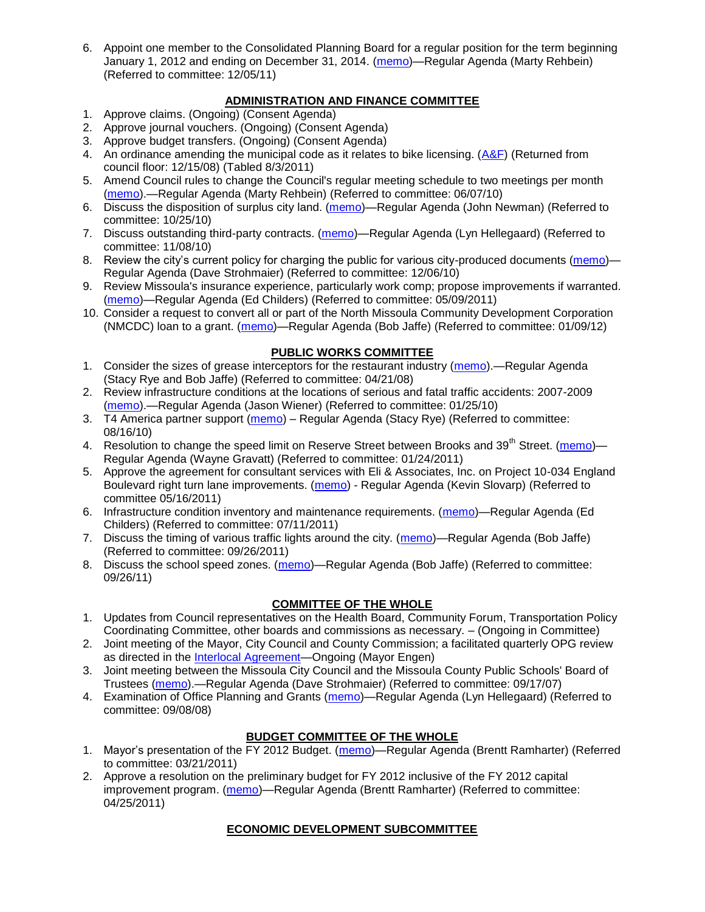6. Appoint one member to the Consolidated Planning Board for a regular position for the term beginning January 1, 2012 and ending on December 31, 2014. (memo)—Regular Agenda (Marty Rehbein) (Referred to committee: 12/05/11)

## ADMINISTRATION AND FINANCE COMMITTEE

1. Approve claims. (Ongoing) (Consent Agenda)
2. Approve journal vouchers. (Ongoing) (Consent Agenda)
3. Approve budget transfers. (Ongoing) (Consent Agenda)
4. An ordinance amending the municipal code as it relates to bike licensing. (A&F) (Returned from council floor: 12/15/08) (Tabled 8/3/2011)
5. Amend Council rules to change the Council's regular meeting schedule to two meetings per month (memo).—Regular Agenda (Marty Rehbein) (Referred to committee: 06/07/10)
6. Discuss the disposition of surplus city land. (memo)—Regular Agenda (John Newman) (Referred to committee: 10/25/10)
7. Discuss outstanding third-party contracts. (memo)—Regular Agenda (Lyn Hellegaard) (Referred to committee: 11/08/10)
8. Review the city's current policy for charging the public for various city-produced documents (memo)—Regular Agenda (Dave Strohmaier) (Referred to committee: 12/06/10)
9. Review Missoula's insurance experience, particularly work comp; propose improvements if warranted. (memo)—Regular Agenda (Ed Childers) (Referred to committee: 05/09/2011)
10. Consider a request to convert all or part of the North Missoula Community Development Corporation (NMCDC) loan to a grant. (memo)—Regular Agenda (Bob Jaffe) (Referred to committee: 01/09/12)

## PUBLIC WORKS COMMITTEE

1. Consider the sizes of grease interceptors for the restaurant industry (memo).—Regular Agenda (Stacy Rye and Bob Jaffe) (Referred to committee: 04/21/08)
2. Review infrastructure conditions at the locations of serious and fatal traffic accidents: 2007-2009 (memo).—Regular Agenda (Jason Wiener) (Referred to committee: 01/25/10)
3. T4 America partner support (memo) – Regular Agenda (Stacy Rye) (Referred to committee: 08/16/10)
4. Resolution to change the speed limit on Reserve Street between Brooks and 39th Street. (memo)—Regular Agenda (Wayne Gravatt) (Referred to committee: 01/24/2011)
5. Approve the agreement for consultant services with Eli & Associates, Inc. on Project 10-034 England Boulevard right turn lane improvements. (memo) - Regular Agenda (Kevin Slovarp) (Referred to committee 05/16/2011)
6. Infrastructure condition inventory and maintenance requirements. (memo)—Regular Agenda (Ed Childers) (Referred to committee: 07/11/2011)
7. Discuss the timing of various traffic lights around the city. (memo)—Regular Agenda (Bob Jaffe) (Referred to committee: 09/26/2011)
8. Discuss the school speed zones. (memo)—Regular Agenda (Bob Jaffe) (Referred to committee: 09/26/11)

## COMMITTEE OF THE WHOLE

1. Updates from Council representatives on the Health Board, Community Forum, Transportation Policy Coordinating Committee, other boards and commissions as necessary. – (Ongoing in Committee)
2. Joint meeting of the Mayor, City Council and County Commission; a facilitated quarterly OPG review as directed in the Interlocal Agreement—Ongoing (Mayor Engen)
3. Joint meeting between the Missoula City Council and the Missoula County Public Schools' Board of Trustees (memo).—Regular Agenda (Dave Strohmaier) (Referred to committee: 09/17/07)
4. Examination of Office Planning and Grants (memo)—Regular Agenda (Lyn Hellegaard) (Referred to committee: 09/08/08)

## BUDGET COMMITTEE OF THE WHOLE

1. Mayor's presentation of the FY 2012 Budget. (memo)—Regular Agenda (Brentt Ramharter) (Referred to committee: 03/21/2011)
2. Approve a resolution on the preliminary budget for FY 2012 inclusive of the FY 2012 capital improvement program. (memo)—Regular Agenda (Brentt Ramharter) (Referred to committee: 04/25/2011)

## ECONOMIC DEVELOPMENT SUBCOMMITTEE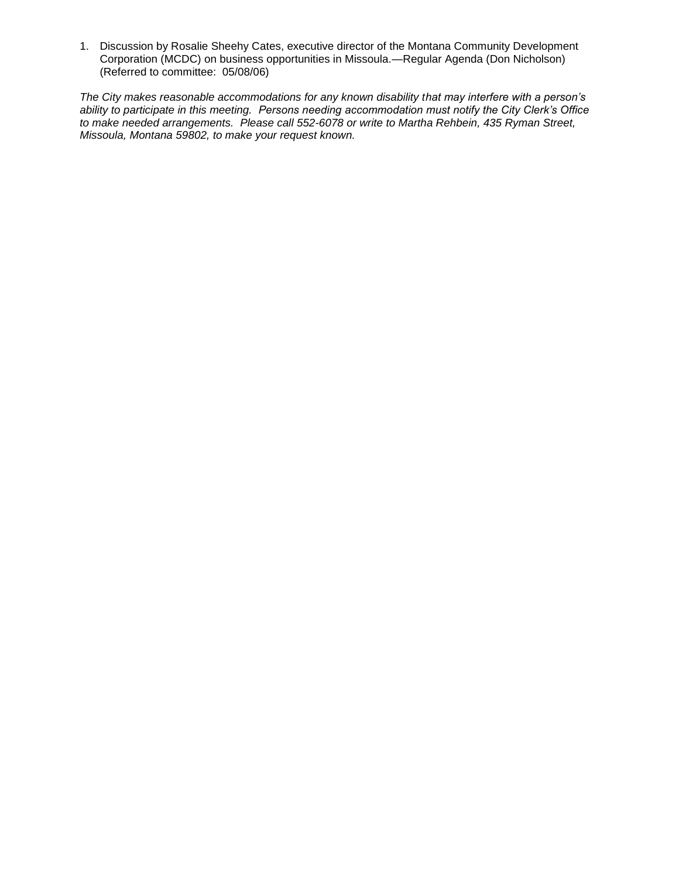1. Discussion by Rosalie Sheehy Cates, executive director of the Montana Community Development Corporation (MCDC) on business opportunities in Missoula.—Regular Agenda (Don Nicholson) (Referred to committee: 05/08/06)

*The City makes reasonable accommodations for any known disability that may interfere with a person's ability to participate in this meeting. Persons needing accommodation must notify the City Clerk's Office to make needed arrangements. Please call 552-6078 or write to Martha Rehbein, 435 Ryman Street, Missoula, Montana 59802, to make your request known.*